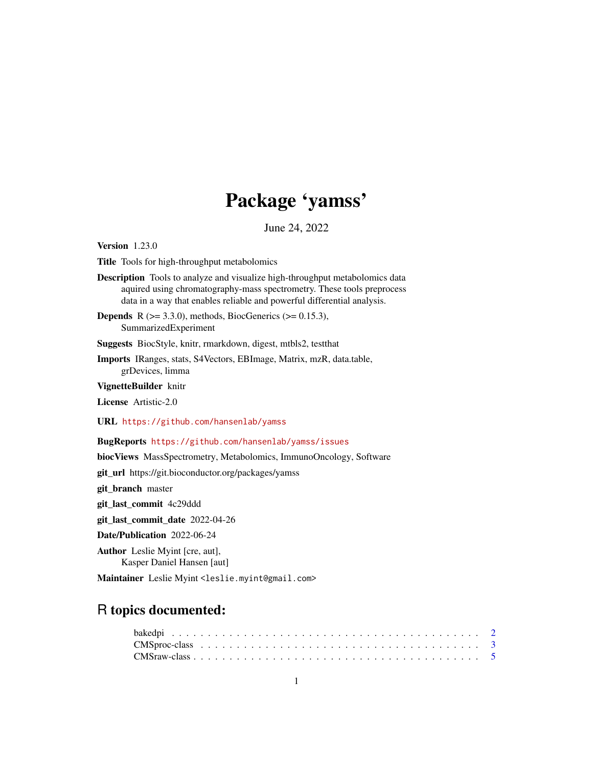# Package 'yamss'

June 24, 2022

**Version** 1.23.0

**Title** Tools for high-throughput metabolomics

**Description** Tools to analyze and visualize high-throughput metabolomics data aquired using chromatography-mass spectrometry. These tools preprocess data in a way that enables reliable and powerful differential analysis.

**Depends** R (>= 3.3.0), methods, BiocGenerics (>= 0.15.3), SummarizedExperiment

**Suggests** BiocStyle, knitr, rmarkdown, digest, mtbls2, testthat

**Imports** IRanges, stats, S4Vectors, EBImage, Matrix, mzR, data.table, grDevices, limma

**VignetteBuilder** knitr

**License** Artistic-2.0

**URL** https://github.com/hansenlab/yamss

**BugReports** https://github.com/hansenlab/yamss/issues

**biocViews** MassSpectrometry, Metabolomics, ImmunoOncology, Software

**git_url** https://git.bioconductor.org/packages/yamss

**git_branch** master

**git_last_commit** 4c29ddd

**git_last_commit_date** 2022-04-26

**Date/Publication** 2022-06-24

**Author** Leslie Myint [cre, aut], Kasper Daniel Hansen [aut]

**Maintainer** Leslie Myint <leslie.myint@gmail.com>

## R topics documented:

bakedpi . . . . . . . . . . . . . . . . . . . . . . . . . . . . . . . . . . . . . . . . . 2
CMSproc-class . . . . . . . . . . . . . . . . . . . . . . . . . . . . . . . . . . . . . . 3
CMSraw-class . . . . . . . . . . . . . . . . . . . . . . . . . . . . . . . . . . . . . . 5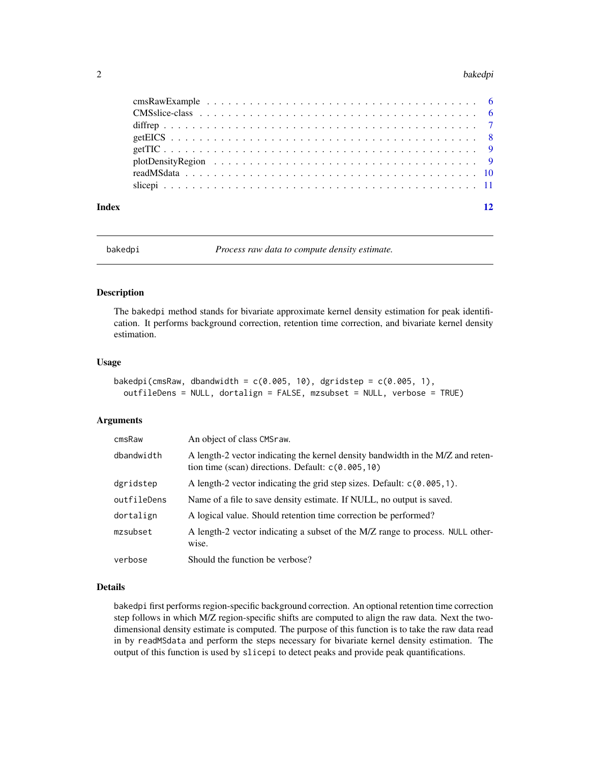| | |
|---|---|
| cmsRawExample | 6 |
| CMSslice-class | 6 |
| diffrep | 7 |
| getEICS | 8 |
| getTIC | 9 |
| plotDensityRegion | 9 |
| readMSdata | 10 |
| slicepi | 11 |

**Index** 12

---

## bakedpi — *Process raw data to compute density estimate.*

### Description

The `bakedpi` method stands for bivariate approximate kernel density estimation for peak identification. It performs background correction, retention time correction, and bivariate kernel density estimation.

### Usage

```
bakedpi(cmsRaw, dbandwidth = c(0.005, 10), dgridstep = c(0.005, 1),
  outfileDens = NULL, dortalign = FALSE, mzsubset = NULL, verbose = TRUE)
```

### Arguments

| | |
|---|---|
| `cmsRaw` | An object of class `CMSraw`. |
| `dbandwidth` | A length-2 vector indicating the kernel density bandwidth in the M/Z and retention time (scan) directions. Default: `c(0.005,10)` |
| `dgridstep` | A length-2 vector indicating the grid step sizes. Default: `c(0.005,1)`. |
| `outfileDens` | Name of a file to save density estimate. If NULL, no output is saved. |
| `dortalign` | A logical value. Should retention time correction be performed? |
| `mzsubset` | A length-2 vector indicating a subset of the M/Z range to process. `NULL` otherwise. |
| `verbose` | Should the function be verbose? |

### Details

`bakedpi` first performs region-specific background correction. An optional retention time correction step follows in which M/Z region-specific shifts are computed to align the raw data. Next the two-dimensional density estimate is computed. The purpose of this function is to take the raw data read in by `readMSdata` and perform the steps necessary for bivariate kernel density estimation. The output of this function is used by `slicepi` to detect peaks and provide peak quantifications.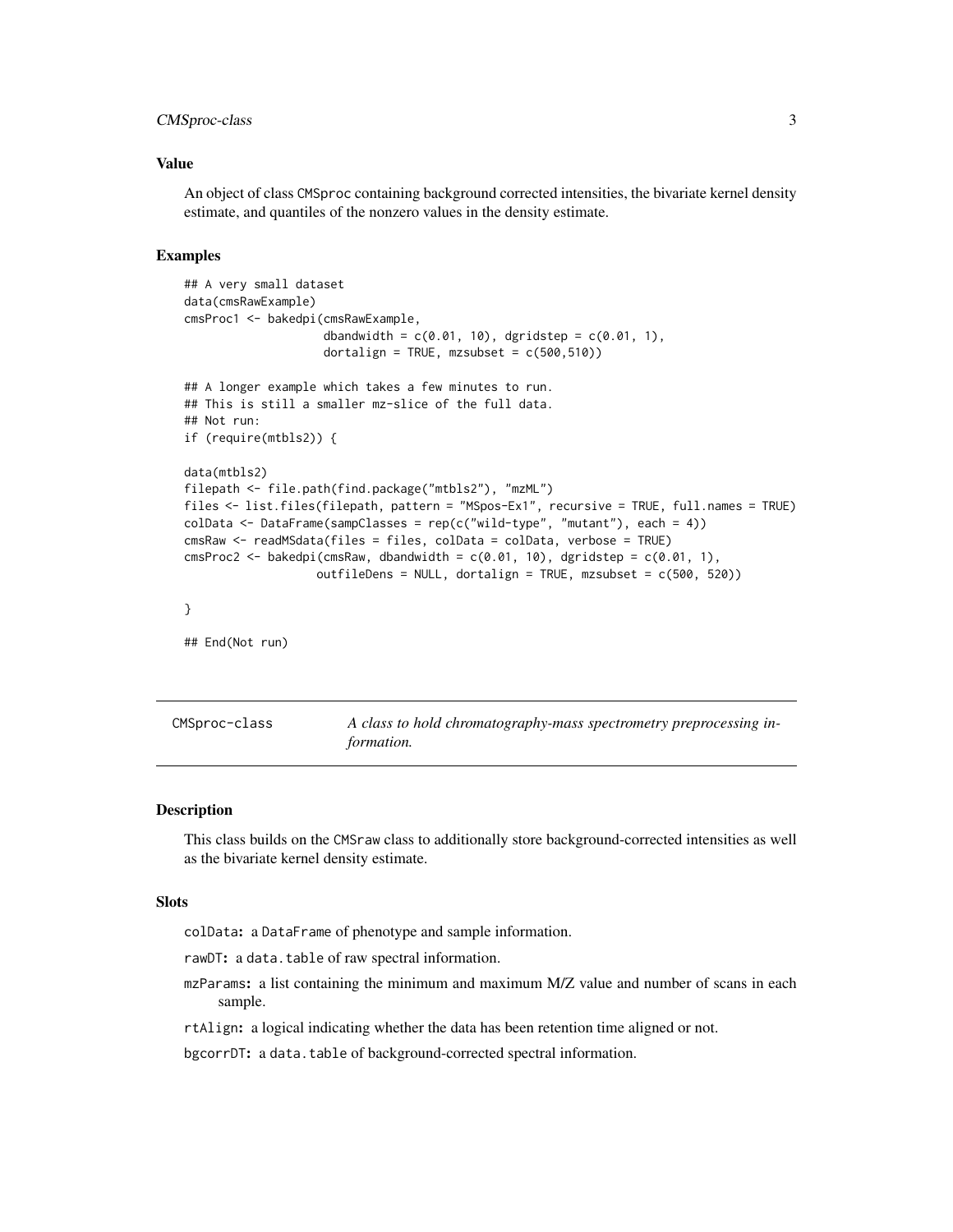### Value

An object of class CMSproc containing background corrected intensities, the bivariate kernel density estimate, and quantiles of the nonzero values in the density estimate.

### Examples

```
## A very small dataset
data(cmsRawExample)
cmsProc1 <- bakedpi(cmsRawExample,
                    dbandwidth = c(0.01, 10), dgridstep = c(0.01, 1),
                    dortalign = TRUE, mzsubset = c(500,510))

## A longer example which takes a few minutes to run.
## This is still a smaller mz-slice of the full data.
## Not run:
if (require(mtbls2)) {

data(mtbls2)
filepath <- file.path(find.package("mtbls2"), "mzML")
files <- list.files(filepath, pattern = "MSpos-Ex1", recursive = TRUE, full.names = TRUE)
colData <- DataFrame(sampClasses = rep(c("wild-type", "mutant"), each = 4))
cmsRaw <- readMSdata(files = files, colData = colData, verbose = TRUE)
cmsProc2 <- bakedpi(cmsRaw, dbandwidth = c(0.01, 10), dgridstep = c(0.01, 1),
                   outfileDens = NULL, dortalign = TRUE, mzsubset = c(500, 520))

}

## End(Not run)
```

## CMSproc-class — *A class to hold chromatography-mass spectrometry preprocessing information.*

### Description

This class builds on the CMSraw class to additionally store background-corrected intensities as well as the bivariate kernel density estimate.

### Slots

- `colData`: a `DataFrame` of phenotype and sample information.
- `rawDT`: a `data.table` of raw spectral information.
- `mzParams`: a list containing the minimum and maximum M/Z value and number of scans in each sample.
- `rtAlign`: a logical indicating whether the data has been retention time aligned or not.
- `bgcorrDT`: a `data.table` of background-corrected spectral information.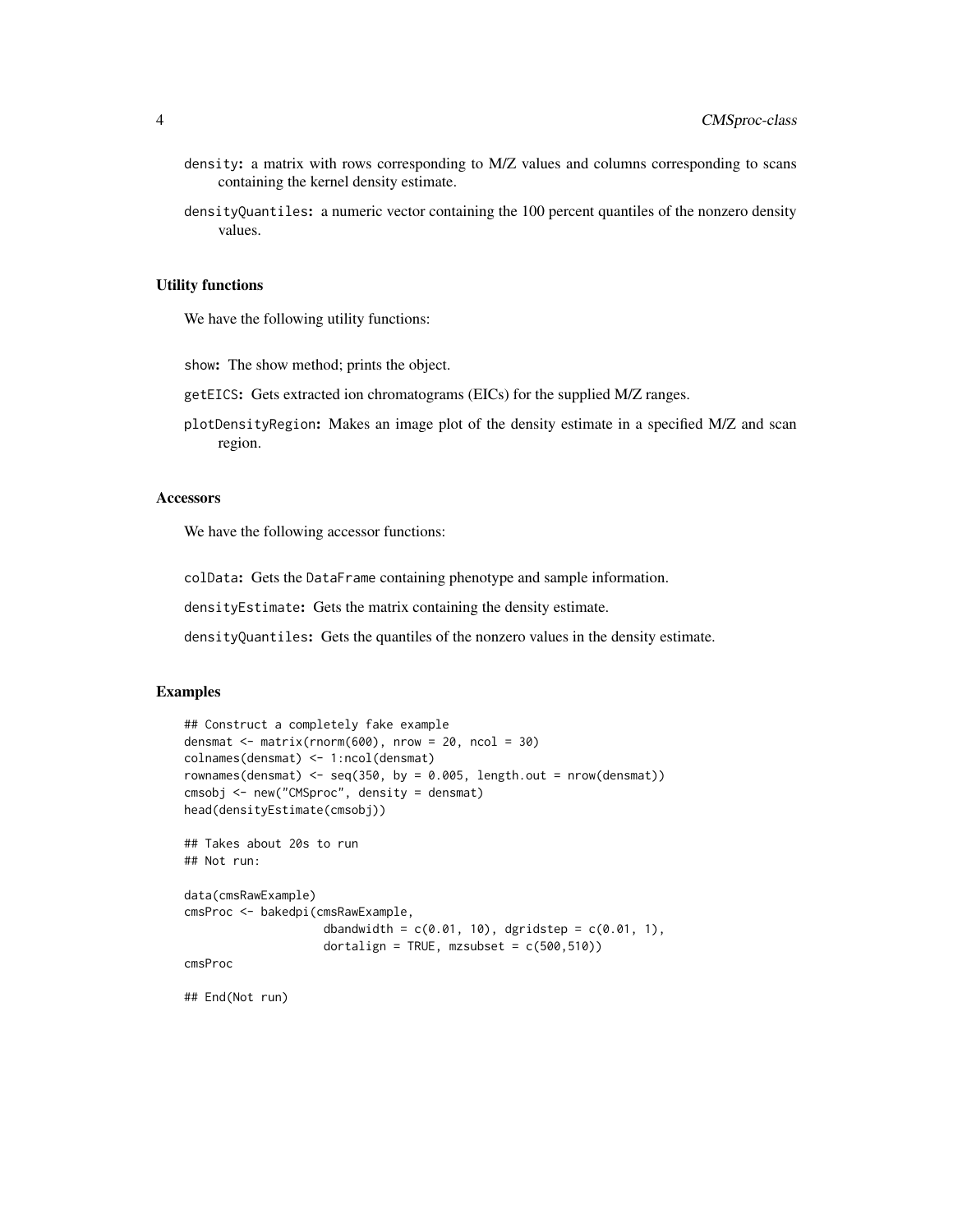density: a matrix with rows corresponding to M/Z values and columns corresponding to scans containing the kernel density estimate.

densityQuantiles: a numeric vector containing the 100 percent quantiles of the nonzero density values.

### Utility functions

We have the following utility functions:

show: The show method; prints the object.

getEICS: Gets extracted ion chromatograms (EICs) for the supplied M/Z ranges.

plotDensityRegion: Makes an image plot of the density estimate in a specified M/Z and scan region.

### Accessors

We have the following accessor functions:

colData: Gets the DataFrame containing phenotype and sample information.

densityEstimate: Gets the matrix containing the density estimate.

densityQuantiles: Gets the quantiles of the nonzero values in the density estimate.

### Examples

```
## Construct a completely fake example
densmat <- matrix(rnorm(600), nrow = 20, ncol = 30)
colnames(densmat) <- 1:ncol(densmat)
rownames(densmat) <- seq(350, by = 0.005, length.out = nrow(densmat))
cmsobj <- new("CMSproc", density = densmat)
head(densityEstimate(cmsobj))

## Takes about 20s to run
## Not run:

data(cmsRawExample)
cmsProc <- bakedpi(cmsRawExample,
                   dbandwidth = c(0.01, 10), dgridstep = c(0.01, 1),
                   dortalign = TRUE, mzsubset = c(500,510))
cmsProc

## End(Not run)
```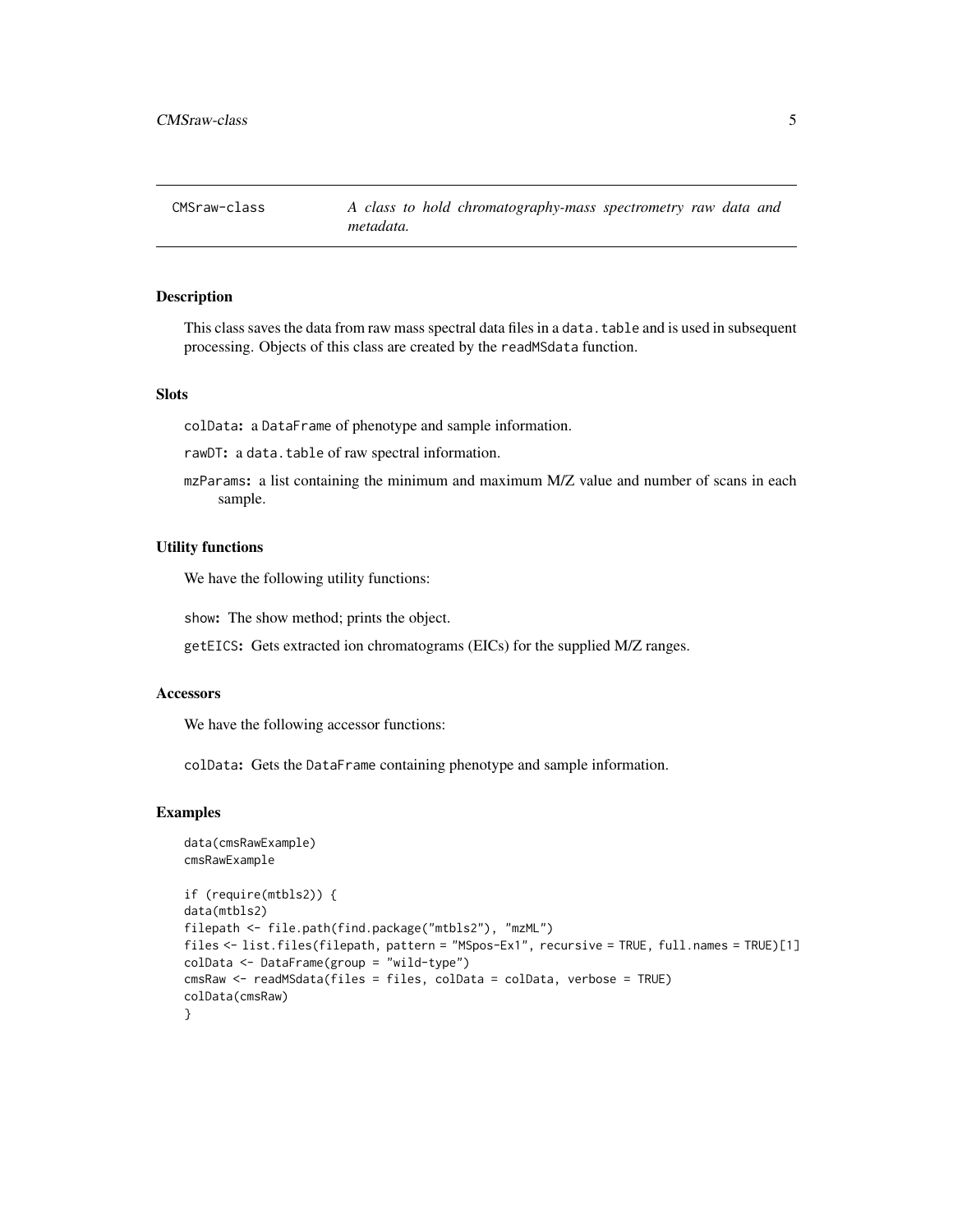## CMSraw-class    *A class to hold chromatography-mass spectrometry raw data and metadata.*

### Description

This class saves the data from raw mass spectral data files in a `data.table` and is used in subsequent processing. Objects of this class are created by the `readMSdata` function.

### Slots

`colData`**:** a `DataFrame` of phenotype and sample information.

`rawDT`**:** a `data.table` of raw spectral information.

`mzParams`**:** a list containing the minimum and maximum M/Z value and number of scans in each sample.

### Utility functions

We have the following utility functions:

`show`**:** The show method; prints the object.

`getEICS`**:** Gets extracted ion chromatograms (EICs) for the supplied M/Z ranges.

### Accessors

We have the following accessor functions:

`colData`**:** Gets the `DataFrame` containing phenotype and sample information.

### Examples

```
data(cmsRawExample)
cmsRawExample

if (require(mtbls2)) {
data(mtbls2)
filepath <- file.path(find.package("mtbls2"), "mzML")
files <- list.files(filepath, pattern = "MSpos-Ex1", recursive = TRUE, full.names = TRUE)[1]
colData <- DataFrame(group = "wild-type")
cmsRaw <- readMSdata(files = files, colData = colData, verbose = TRUE)
colData(cmsRaw)
}
```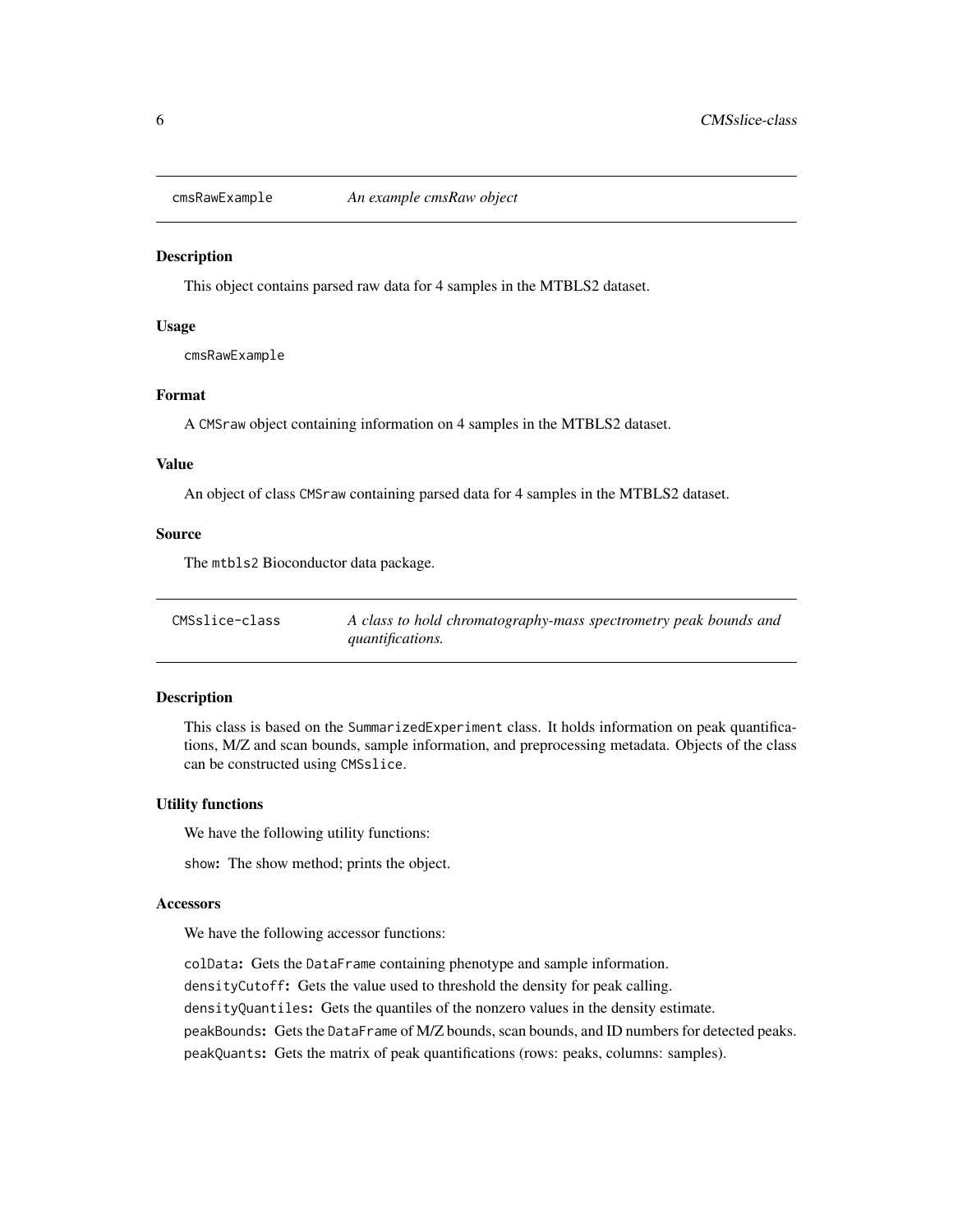## cmsRawExample — *An example cmsRaw object*

### Description

This object contains parsed raw data for 4 samples in the MTBLS2 dataset.

### Usage

```
cmsRawExample
```

### Format

A `CMSraw` object containing information on 4 samples in the MTBLS2 dataset.

### Value

An object of class `CMSraw` containing parsed data for 4 samples in the MTBLS2 dataset.

### Source

The `mtbls2` Bioconductor data package.

## CMSslice-class — *A class to hold chromatography-mass spectrometry peak bounds and quantifications.*

### Description

This class is based on the `SummarizedExperiment` class. It holds information on peak quantifications, M/Z and scan bounds, sample information, and preprocessing metadata. Objects of the class can be constructed using `CMSslice`.

### Utility functions

We have the following utility functions:

**`show`:** The show method; prints the object.

### Accessors

We have the following accessor functions:

**`colData`:** Gets the `DataFrame` containing phenotype and sample information.

**`densityCutoff`:** Gets the value used to threshold the density for peak calling.

**`densityQuantiles`:** Gets the quantiles of the nonzero values in the density estimate.

**`peakBounds`:** Gets the `DataFrame` of M/Z bounds, scan bounds, and ID numbers for detected peaks.

**`peakQuants`:** Gets the matrix of peak quantifications (rows: peaks, columns: samples).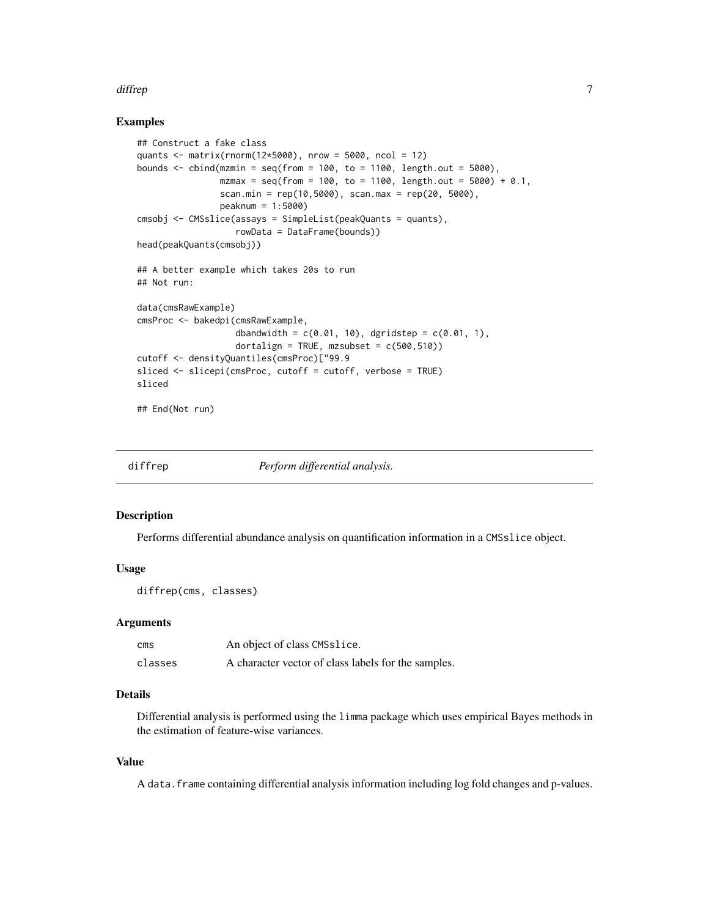### Examples

```
## Construct a fake class
quants <- matrix(rnorm(12*5000), nrow = 5000, ncol = 12)
bounds <- cbind(mzmin = seq(from = 100, to = 1100, length.out = 5000),
                mzmax = seq(from = 100, to = 1100, length.out = 5000) + 0.1,
                scan.min = rep(10,5000), scan.max = rep(20, 5000),
                peaknum = 1:5000)
cmsobj <- CMSslice(assays = SimpleList(peakQuants = quants),
                   rowData = DataFrame(bounds))
head(peakQuants(cmsobj))

## A better example which takes 20s to run
## Not run:

data(cmsRawExample)
cmsProc <- bakedpi(cmsRawExample,
                   dbandwidth = c(0.01, 10), dgridstep = c(0.01, 1),
                   dortalign = TRUE, mzsubset = c(500,510))
cutoff <- densityQuantiles(cmsProc)["99.9
sliced <- slicepi(cmsProc, cutoff = cutoff, verbose = TRUE)
sliced

## End(Not run)
```

## diffrep — *Perform differential analysis.*

### Description

Performs differential abundance analysis on quantification information in a `CMSslice` object.

### Usage

```
diffrep(cms, classes)
```

### Arguments

| | |
|---|---|
| `cms` | An object of class `CMSslice`. |
| `classes` | A character vector of class labels for the samples. |

### Details

Differential analysis is performed using the `limma` package which uses empirical Bayes methods in the estimation of feature-wise variances.

### Value

A `data.frame` containing differential analysis information including log fold changes and p-values.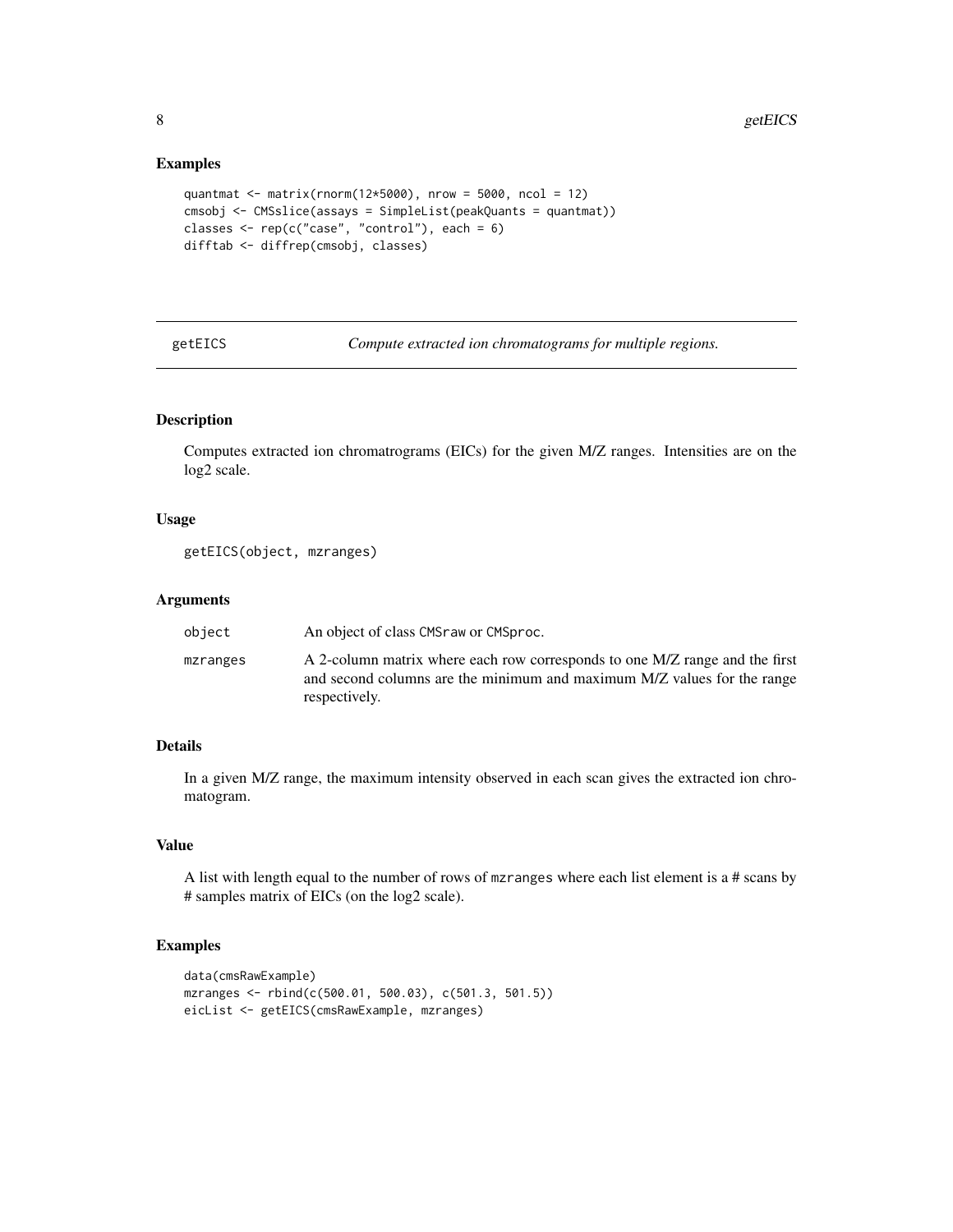## Examples

```
quantmat <- matrix(rnorm(12*5000), nrow = 5000, ncol = 12)
cmsobj <- CMSslice(assays = SimpleList(peakQuants = quantmat))
classes <- rep(c("case", "control"), each = 6)
difftab <- diffrep(cmsobj, classes)
```

---

# getEICS — *Compute extracted ion chromatograms for multiple regions.*

---

## Description

Computes extracted ion chromatrograms (EICs) for the given M/Z ranges. Intensities are on the log2 scale.

## Usage

```
getEICS(object, mzranges)
```

## Arguments

| | |
|---|---|
| `object` | An object of class `CMSraw` or `CMSproc`. |
| `mzranges` | A 2-column matrix where each row corresponds to one M/Z range and the first and second columns are the minimum and maximum M/Z values for the range respectively. |

## Details

In a given M/Z range, the maximum intensity observed in each scan gives the extracted ion chromatogram.

## Value

A list with length equal to the number of rows of `mzranges` where each list element is a # scans by # samples matrix of EICs (on the log2 scale).

## Examples

```
data(cmsRawExample)
mzranges <- rbind(c(500.01, 500.03), c(501.3, 501.5))
eicList <- getEICS(cmsRawExample, mzranges)
```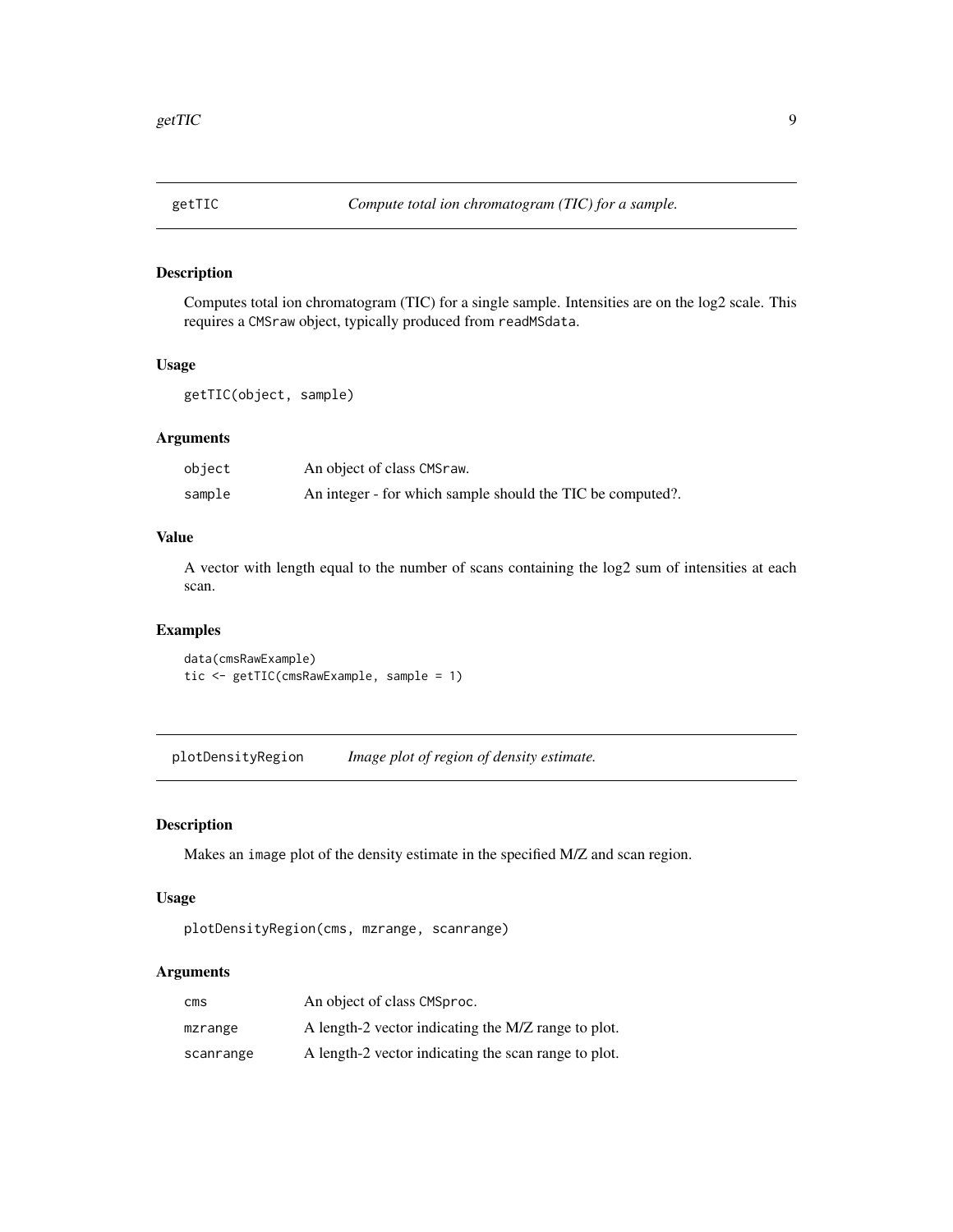## getTIC — *Compute total ion chromatogram (TIC) for a sample.*

### Description

Computes total ion chromatogram (TIC) for a single sample. Intensities are on the log2 scale. This requires a `CMSraw` object, typically produced from `readMSdata`.

### Usage

```
getTIC(object, sample)
```

### Arguments

| | |
|---|---|
| `object` | An object of class `CMSraw`. |
| `sample` | An integer - for which sample should the TIC be computed?. |

### Value

A vector with length equal to the number of scans containing the log2 sum of intensities at each scan.

### Examples

```
data(cmsRawExample)
tic <- getTIC(cmsRawExample, sample = 1)
```

## plotDensityRegion — *Image plot of region of density estimate.*

### Description

Makes an `image` plot of the density estimate in the specified M/Z and scan region.

### Usage

```
plotDensityRegion(cms, mzrange, scanrange)
```

### Arguments

| | |
|---|---|
| `cms` | An object of class `CMSproc`. |
| `mzrange` | A length-2 vector indicating the M/Z range to plot. |
| `scanrange` | A length-2 vector indicating the scan range to plot. |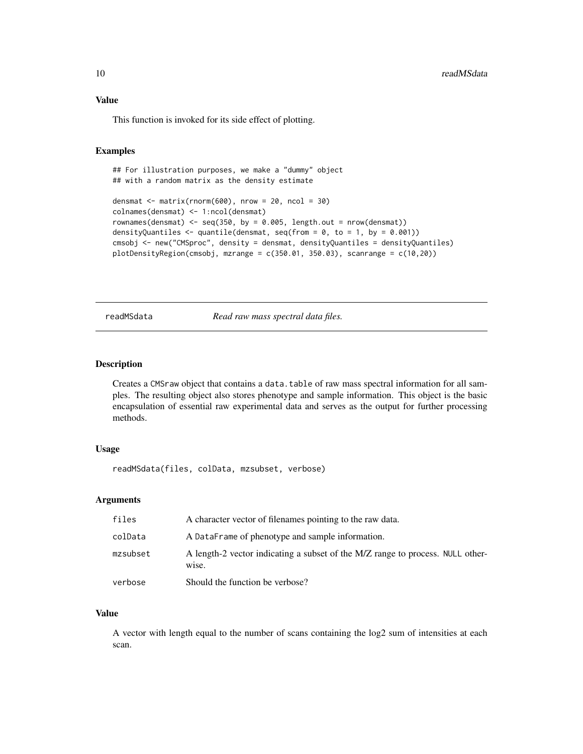### Value

This function is invoked for its side effect of plotting.

### Examples

```
## For illustration purposes, we make a "dummy" object
## with a random matrix as the density estimate

densmat <- matrix(rnorm(600), nrow = 20, ncol = 30)
colnames(densmat) <- 1:ncol(densmat)
rownames(densmat) <- seq(350, by = 0.005, length.out = nrow(densmat))
densityQuantiles <- quantile(densmat, seq(from = 0, to = 1, by = 0.001))
cmsobj <- new("CMSproc", density = densmat, densityQuantiles = densityQuantiles)
plotDensityRegion(cmsobj, mzrange = c(350.01, 350.03), scanrange = c(10,20))
```

---

## readMSdata — *Read raw mass spectral data files.*

---

### Description

Creates a CMSraw object that contains a data.table of raw mass spectral information for all samples. The resulting object also stores phenotype and sample information. This object is the basic encapsulation of essential raw experimental data and serves as the output for further processing methods.

### Usage

```
readMSdata(files, colData, mzsubset, verbose)
```

### Arguments

| | |
|---|---|
| files | A character vector of filenames pointing to the raw data. |
| colData | A DataFrame of phenotype and sample information. |
| mzsubset | A length-2 vector indicating a subset of the M/Z range to process. NULL otherwise. |
| verbose | Should the function be verbose? |

### Value

A vector with length equal to the number of scans containing the log2 sum of intensities at each scan.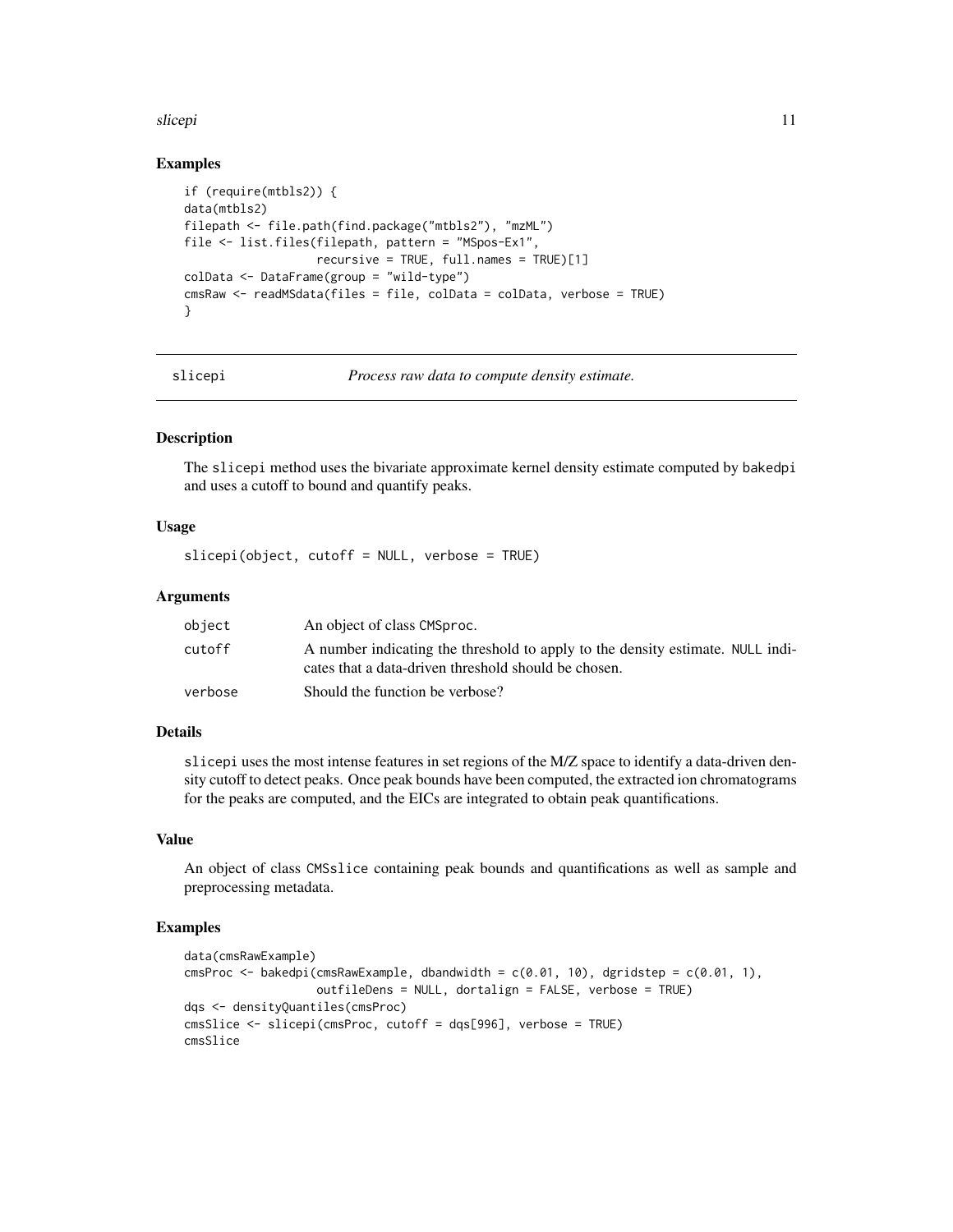### Examples

```
if (require(mtbls2)) {
data(mtbls2)
filepath <- file.path(find.package("mtbls2"), "mzML")
file <- list.files(filepath, pattern = "MSpos-Ex1",
                   recursive = TRUE, full.names = TRUE)[1]
colData <- DataFrame(group = "wild-type")
cmsRaw <- readMSdata(files = file, colData = colData, verbose = TRUE)
}
```

## slicepi — *Process raw data to compute density estimate.*

### Description

The slicepi method uses the bivariate approximate kernel density estimate computed by bakedpi and uses a cutoff to bound and quantify peaks.

### Usage

```
slicepi(object, cutoff = NULL, verbose = TRUE)
```

### Arguments

| | |
|---|---|
| object | An object of class CMSproc. |
| cutoff | A number indicating the threshold to apply to the density estimate. NULL indicates that a data-driven threshold should be chosen. |
| verbose | Should the function be verbose? |

### Details

slicepi uses the most intense features in set regions of the M/Z space to identify a data-driven density cutoff to detect peaks. Once peak bounds have been computed, the extracted ion chromatograms for the peaks are computed, and the EICs are integrated to obtain peak quantifications.

### Value

An object of class CMSslice containing peak bounds and quantifications as well as sample and preprocessing metadata.

### Examples

```
data(cmsRawExample)
cmsProc <- bakedpi(cmsRawExample, dbandwidth = c(0.01, 10), dgridstep = c(0.01, 1),
                   outfileDens = NULL, dortalign = FALSE, verbose = TRUE)
dqs <- densityQuantiles(cmsProc)
cmsSlice <- slicepi(cmsProc, cutoff = dqs[996], verbose = TRUE)
cmsSlice
```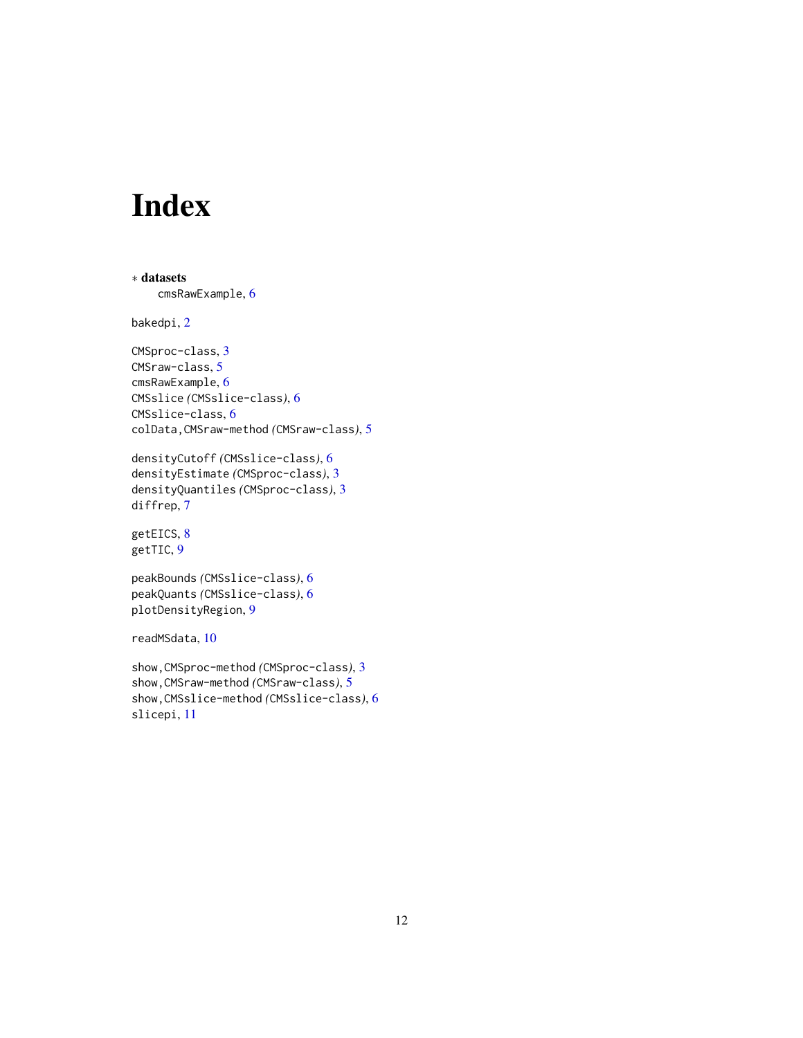# Index

∗ **datasets**
  cmsRawExample, 6

bakedpi, 2

CMSproc-class, 3
CMSraw-class, 5
cmsRawExample, 6
CMSslice *(CMSslice-class)*, 6
CMSslice-class, 6
colData,CMSraw-method *(CMSraw-class)*, 5

densityCutoff *(CMSslice-class)*, 6
densityEstimate *(CMSproc-class)*, 3
densityQuantiles *(CMSproc-class)*, 3
diffrep, 7

getEICS, 8
getTIC, 9

peakBounds *(CMSslice-class)*, 6
peakQuants *(CMSslice-class)*, 6
plotDensityRegion, 9

readMSdata, 10

show,CMSproc-method *(CMSproc-class)*, 3
show,CMSraw-method *(CMSraw-class)*, 5
show,CMSslice-method *(CMSslice-class)*, 6
slicepi, 11